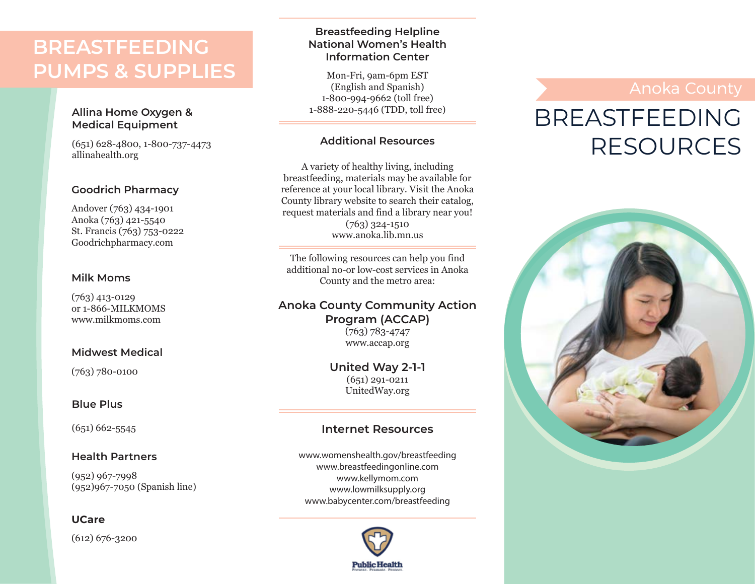# BREASTFEEDING PUMPS & SUPPLIES

### Allina Home Oxygen & Medical Equipment

(651) 628-4800, 1-800-737-4473
allinahealth.org

### Goodrich Pharmacy

Andover (763) 434-1901
Anoka (763) 421-5540
St. Francis (763) 753-0222
Goodrichpharmacy.com

### Milk Moms

(763) 413-0129
or 1-866-MILKMOMS
www.milkmoms.com

### Midwest Medical

(763) 780-0100

### Blue Plus

(651) 662-5545

### Health Partners

(952) 967-7998
(952)967-7050 (Spanish line)

### UCare

(612) 676-3200

### Breastfeeding Helpline National Women's Health Information Center

Mon-Fri, 9am-6pm EST
(English and Spanish)
1-800-994-9662 (toll free)
1-888-220-5446 (TDD, toll free)

### Additional Resources

A variety of healthy living, including breastfeeding, materials may be available for reference at your local library. Visit the Anoka County library website to search their catalog, request materials and find a library near you!
(763) 324-1510
www.anoka.lib.mn.us

The following resources can help you find additional no-or low-cost services in Anoka County and the metro area:

### Anoka County Community Action Program (ACCAP)

(763) 783-4747
www.accap.org

### United Way 2-1-1

(651) 291-0211
UnitedWay.org

### Internet Resources

www.womenshealth.gov/breastfeeding
www.breastfeedingonline.com
www.kellymom.com
www.lowmilksupply.org
www.babycenter.com/breastfeeding

Public Health
Prevent. Promote. Protect.

Anoka County

# BREASTFEEDING RESOURCES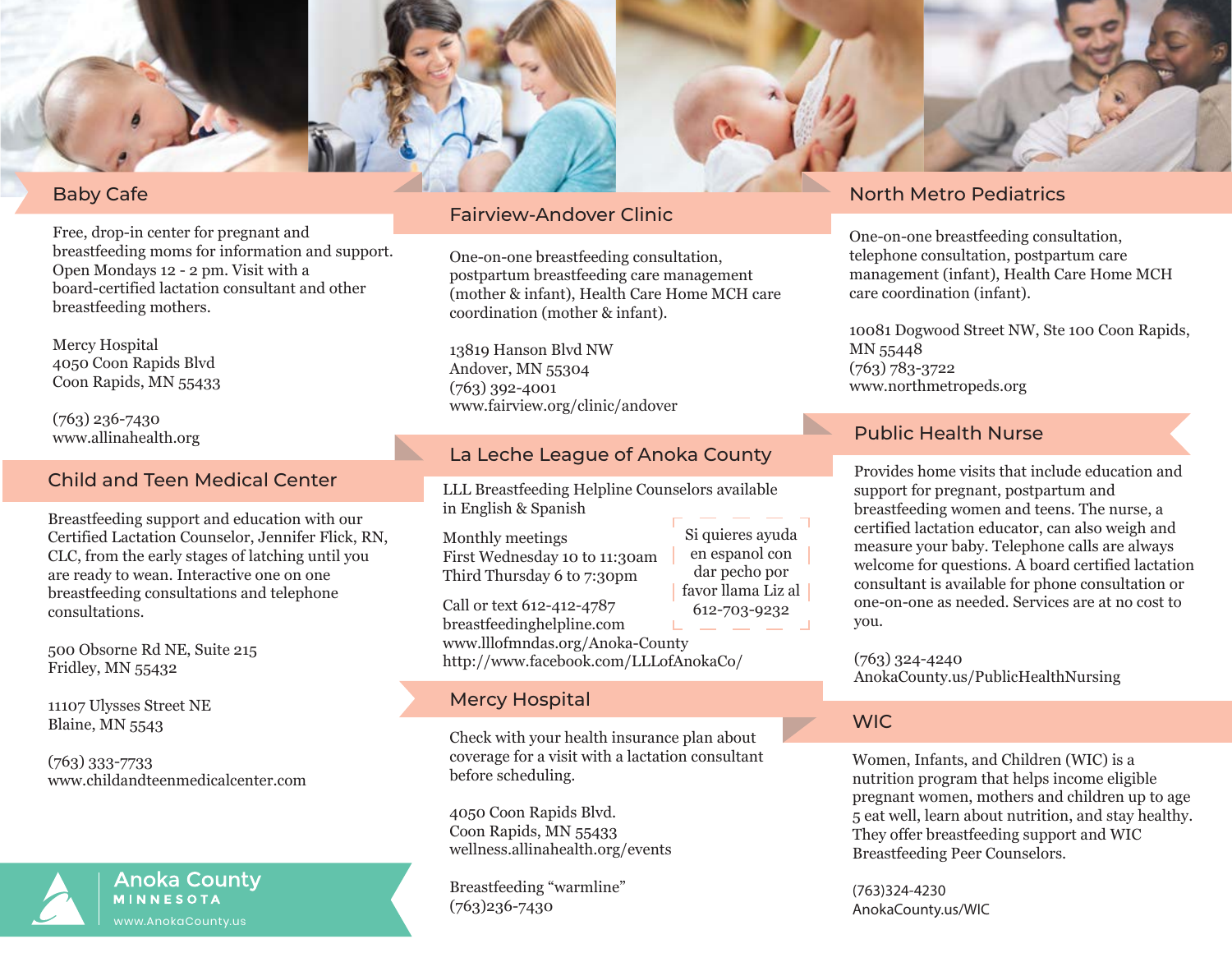## Baby Cafe

Free, drop-in center for pregnant and breastfeeding moms for information and support. Open Mondays 12 - 2 pm. Visit with a board-certified lactation consultant and other breastfeeding mothers.

Mercy Hospital
4050 Coon Rapids Blvd
Coon Rapids, MN 55433

(763) 236-7430
www.allinahealth.org

## Child and Teen Medical Center

Breastfeeding support and education with our Certified Lactation Counselor, Jennifer Flick, RN, CLC, from the early stages of latching until you are ready to wean. Interactive one on one breastfeeding consultations and telephone consultations.

500 Obsorne Rd NE, Suite 215
Fridley, MN 55432

11107 Ulysses Street NE
Blaine, MN 5543

(763) 333-7733
www.childandteenmedicalcenter.com

Anoka County
MINNESOTA
www.AnokaCounty.us

## Fairview-Andover Clinic

One-on-one breastfeeding consultation, postpartum breastfeeding care management (mother & infant), Health Care Home MCH care coordination (mother & infant).

13819 Hanson Blvd NW
Andover, MN 55304
(763) 392-4001
www.fairview.org/clinic/andover

## La Leche League of Anoka County

LLL Breastfeeding Helpline Counselors available in English & Spanish

Monthly meetings
First Wednesday 10 to 11:30am
Third Thursday 6 to 7:30pm

Call or text 612-412-4787
breastfeedinghelpline.com
www.lllofmndas.org/Anoka-County
http://www.facebook.com/LLLofAnokaCo/

Si quieres ayuda en espanol con dar pecho por favor llama Liz al 612-703-9232

## Mercy Hospital

Check with your health insurance plan about coverage for a visit with a lactation consultant before scheduling.

4050 Coon Rapids Blvd.
Coon Rapids, MN 55433
wellness.allinahealth.org/events

Breastfeeding "warmline"
(763)236-7430

## North Metro Pediatrics

One-on-one breastfeeding consultation, telephone consultation, postpartum care management (infant), Health Care Home MCH care coordination (infant).

10081 Dogwood Street NW, Ste 100 Coon Rapids, MN 55448
(763) 783-3722
www.northmetropeds.org

## Public Health Nurse

Provides home visits that include education and support for pregnant, postpartum and breastfeeding women and teens. The nurse, a certified lactation educator, can also weigh and measure your baby. Telephone calls are always welcome for questions. A board certified lactation consultant is available for phone consultation or one-on-one as needed. Services are at no cost to you.

(763) 324-4240
AnokaCounty.us/PublicHealthNursing

## WIC

Women, Infants, and Children (WIC) is a nutrition program that helps income eligible pregnant women, mothers and children up to age 5 eat well, learn about nutrition, and stay healthy. They offer breastfeeding support and WIC Breastfeeding Peer Counselors.

(763)324-4230
AnokaCounty.us/WIC